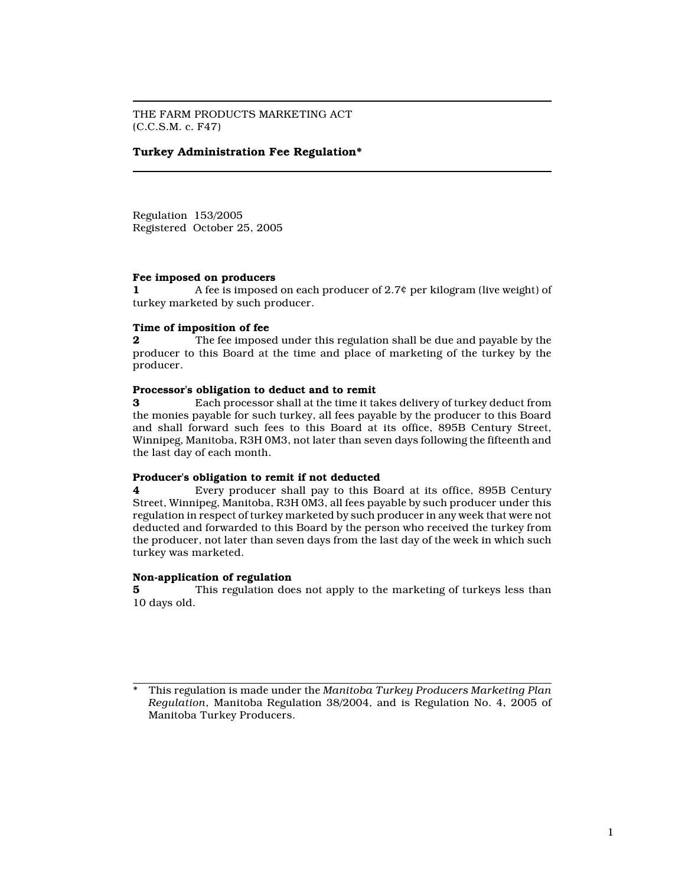THE FARM PRODUCTS MARKETING ACT
(C.C.S.M. c. F47)

# Turkey Administration Fee Regulation*

Regulation 153/2005
Registered October 25, 2005

**Fee imposed on producers**

**1** A fee is imposed on each producer of 2.7¢ per kilogram (live weight) of turkey marketed by such producer.

**Time of imposition of fee**

**2** The fee imposed under this regulation shall be due and payable by the producer to this Board at the time and place of marketing of the turkey by the producer.

**Processor's obligation to deduct and to remit**

**3** Each processor shall at the time it takes delivery of turkey deduct from the monies payable for such turkey, all fees payable by the producer to this Board and shall forward such fees to this Board at its office, 895B Century Street, Winnipeg, Manitoba, R3H 0M3, not later than seven days following the fifteenth and the last day of each month.

**Producer's obligation to remit if not deducted**

**4** Every producer shall pay to this Board at its office, 895B Century Street, Winnipeg, Manitoba, R3H 0M3, all fees payable by such producer under this regulation in respect of turkey marketed by such producer in any week that were not deducted and forwarded to this Board by the person who received the turkey from the producer, not later than seven days from the last day of the week in which such turkey was marketed.

**Non-application of regulation**

**5** This regulation does not apply to the marketing of turkeys less than 10 days old.

---

\* This regulation is made under the *Manitoba Turkey Producers Marketing Plan Regulation*, Manitoba Regulation 38/2004, and is Regulation No. 4, 2005 of Manitoba Turkey Producers.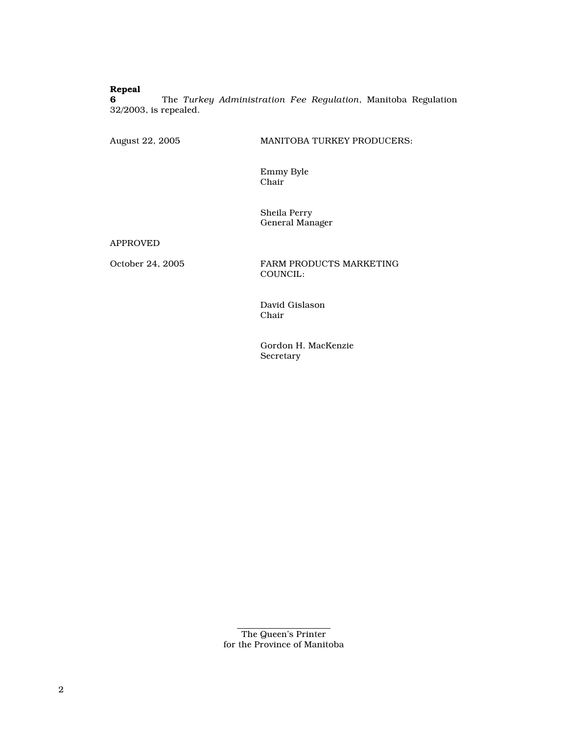**Repeal**

**6** The *Turkey Administration Fee Regulation*, Manitoba Regulation 32/2003, is repealed.

August 22, 2005

MANITOBA TURKEY PRODUCERS:

Emmy Byle
Chair

Sheila Perry
General Manager

APPROVED

October 24, 2005

FARM PRODUCTS MARKETING COUNCIL:

David Gislason
Chair

Gordon H. MacKenzie
Secretary

The Queen's Printer
for the Province of Manitoba